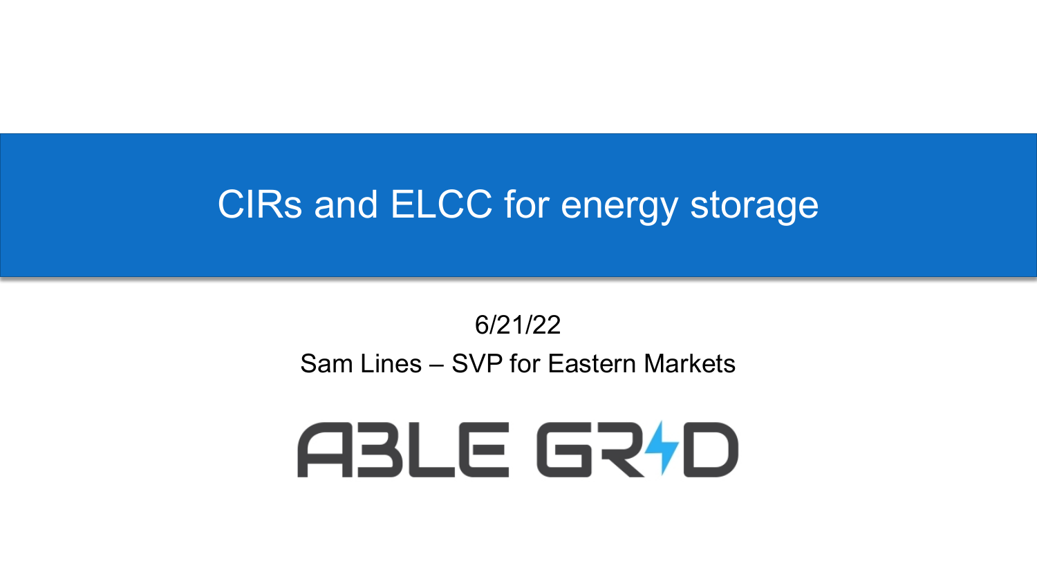# CIRs and ELCC for energy storage

6/21/22

Sam Lines – SVP for Eastern Markets

ABLE GRID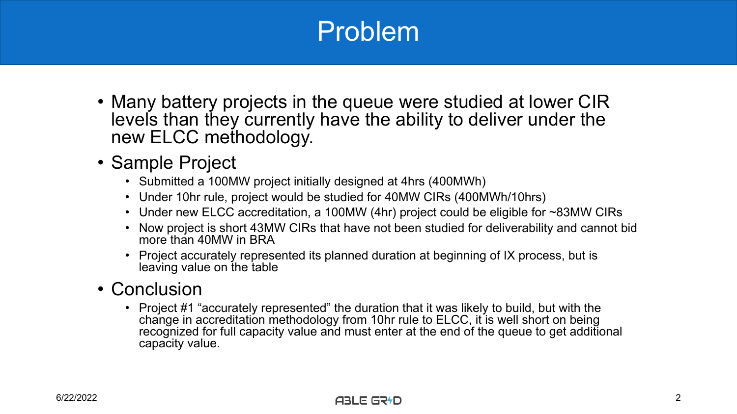# Problem

- Many battery projects in the queue were studied at lower CIR levels than they currently have the ability to deliver under the new ELCC methodology.
- Sample Project
  - Submitted a 100MW project initially designed at 4hrs (400MWh)
  - Under 10hr rule, project would be studied for 40MW CIRs (400MWh/10hrs)
  - Under new ELCC accreditation, a 100MW (4hr) project could be eligible for ~83MW CIRs
  - Now project is short 43MW CIRs that have not been studied for deliverability and cannot bid more than 40MW in BRA
  - Project accurately represented its planned duration at beginning of IX process, but is leaving value on the table
- Conclusion
  - Project #1 "accurately represented" the duration that it was likely to build, but with the change in accreditation methodology from 10hr rule to ELCC, it is well short on being recognized for full capacity value and must enter at the end of the queue to get additional capacity value.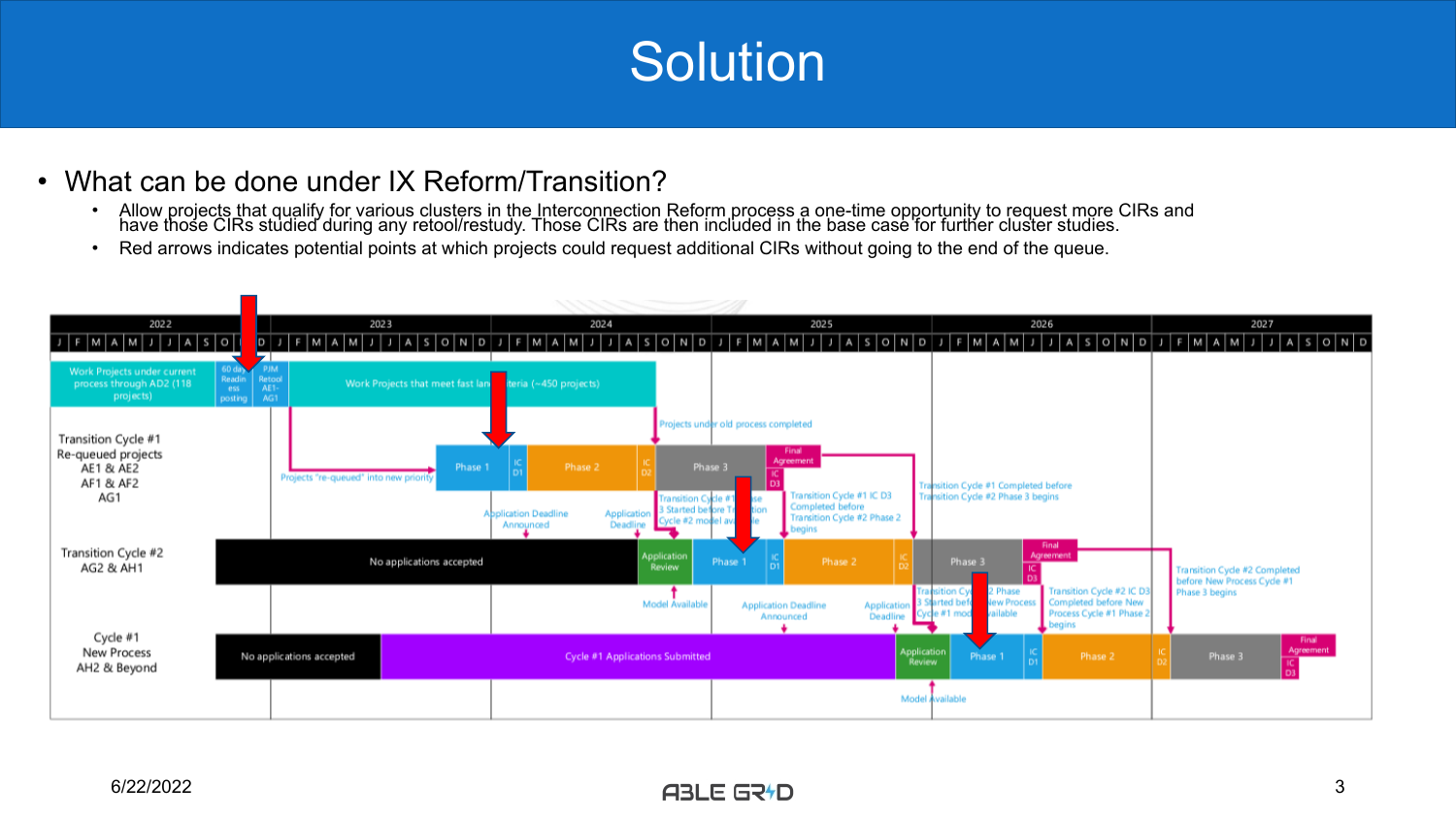# Solution

- What can be done under IX Reform/Transition?
  - Allow projects that qualify for various clusters in the Interconnection Reform process a one-time opportunity to request more CIRs and have those CIRs studied during any retool/restudy. Those CIRs are then included in the base case for further cluster studies.
  - Red arrows indicates potential points at which projects could request additional CIRs without going to the end of the queue.

2022
2023
2024
2025
2026
2027

J F M A M J J A S O N D

Work Projects under current process through AD2 (118 projects)

60 day Readiness posting

PJM Retool AE1-AG1

Work Projects that meet fast lane criteria (~450 projects)

Projects under old process completed

Transition Cycle #1
Re-queued projects
AE1 & AE2
AF1 & AF2
AG1

Projects "re-queued" into new priority

Phase 1

IC D1

Phase 2

IC D2

Phase 3

Final Agreement

IC D3

Application Deadline Announced

Application Deadline

Transition Cycle #1 Phase 3 Started before Transition Cycle #2 model available

Transition Cycle #1 IC D3 Completed before Transition Cycle #2 Phase 2 begins

Transition Cycle #1 Completed before Transition Cycle #2 Phase 3 begins

Transition Cycle #2
AG2 & AH1

No applications accepted

Application Review

Model Available

Application Deadline Announced

Application Deadline

Transition Cycle #2 Phase 3 Started before New Process Cycle #1 model available

Transition Cycle #2 IC D3 Completed before New Process Cycle #1 Phase 2 begins

Transition Cycle #2 Completed before New Process Cycle #1 Phase 3 begins

Cycle #1
New Process
AH2 & Beyond

No applications accepted

Cycle #1 Applications Submitted

Model Available

6/22/2022